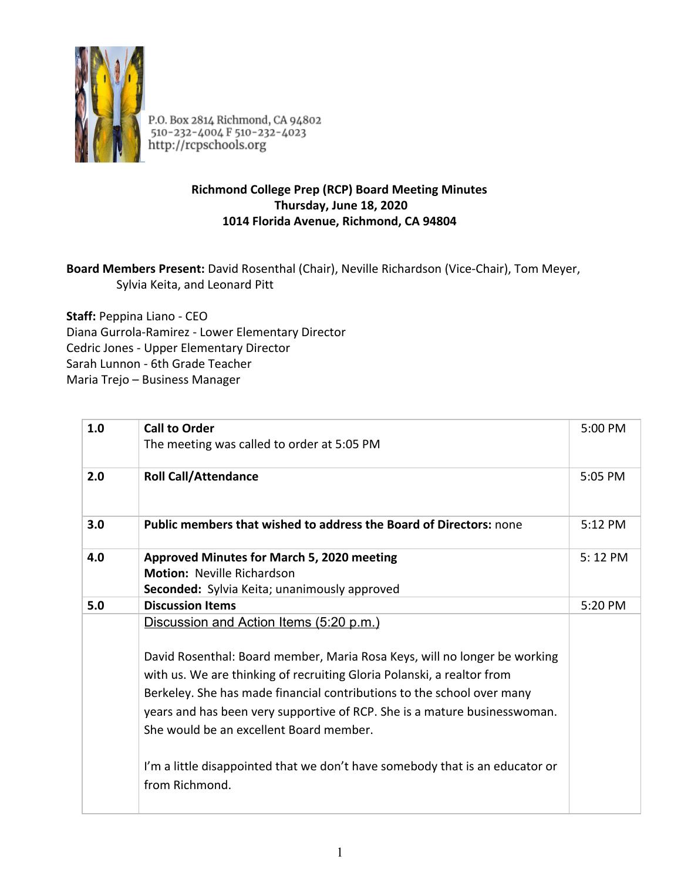P.O. Box 2814 Richmond, CA 94802
510-232-4004 F 510-232-4023
http://rcpschools.org

**Richmond College Prep (RCP) Board Meeting Minutes**
**Thursday, June 18, 2020**
**1014 Florida Avenue, Richmond, CA 94804**

**Board Members Present:** David Rosenthal (Chair), Neville Richardson (Vice-Chair), Tom Meyer, Sylvia Keita, and Leonard Pitt

**Staff:** Peppina Liano - CEO
Diana Gurrola-Ramirez - Lower Elementary Director
Cedric Jones - Upper Elementary Director
Sarah Lunnon - 6th Grade Teacher
Maria Trejo – Business Manager

| | | |
|---|---|---|
| **1.0** | **Call to Order**<br>The meeting was called to order at 5:05 PM | 5:00 PM |
| **2.0** | **Roll Call/Attendance** | 5:05 PM |
| **3.0** | **Public members that wished to address the Board of Directors:** none | 5:12 PM |
| **4.0** | **Approved Minutes for March 5, 2020 meeting**<br>**Motion:** Neville Richardson<br>**Seconded:** Sylvia Keita; unanimously approved | 5: 12 PM |
| **5.0** | **Discussion Items** | 5:20 PM |
| | Discussion and Action Items (5:20 p.m.)<br><br>David Rosenthal: Board member, Maria Rosa Keys, will no longer be working with us. We are thinking of recruiting Gloria Polanski, a realtor from Berkeley. She has made financial contributions to the school over many years and has been very supportive of RCP. She is a mature businesswoman. She would be an excellent Board member.<br><br>I'm a little disappointed that we don't have somebody that is an educator or from Richmond. | |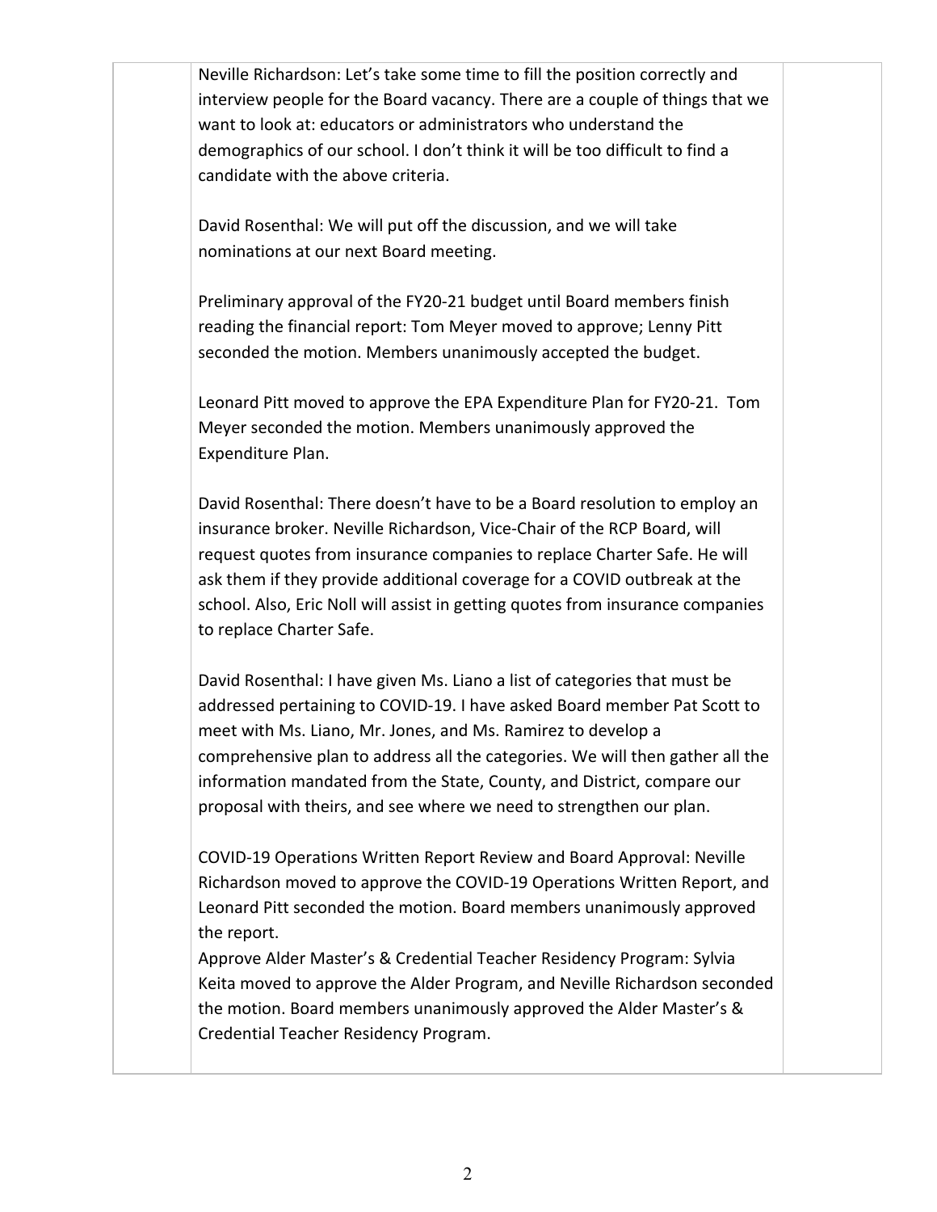Neville Richardson: Let's take some time to fill the position correctly and interview people for the Board vacancy. There are a couple of things that we want to look at: educators or administrators who understand the demographics of our school. I don't think it will be too difficult to find a candidate with the above criteria.

David Rosenthal: We will put off the discussion, and we will take nominations at our next Board meeting.

Preliminary approval of the FY20-21 budget until Board members finish reading the financial report: Tom Meyer moved to approve; Lenny Pitt seconded the motion. Members unanimously accepted the budget.

Leonard Pitt moved to approve the EPA Expenditure Plan for FY20-21. Tom Meyer seconded the motion. Members unanimously approved the Expenditure Plan.

David Rosenthal: There doesn't have to be a Board resolution to employ an insurance broker. Neville Richardson, Vice-Chair of the RCP Board, will request quotes from insurance companies to replace Charter Safe. He will ask them if they provide additional coverage for a COVID outbreak at the school. Also, Eric Noll will assist in getting quotes from insurance companies to replace Charter Safe.

David Rosenthal: I have given Ms. Liano a list of categories that must be addressed pertaining to COVID-19. I have asked Board member Pat Scott to meet with Ms. Liano, Mr. Jones, and Ms. Ramirez to develop a comprehensive plan to address all the categories. We will then gather all the information mandated from the State, County, and District, compare our proposal with theirs, and see where we need to strengthen our plan.

COVID-19 Operations Written Report Review and Board Approval: Neville Richardson moved to approve the COVID-19 Operations Written Report, and Leonard Pitt seconded the motion. Board members unanimously approved the report.

Approve Alder Master's & Credential Teacher Residency Program: Sylvia Keita moved to approve the Alder Program, and Neville Richardson seconded the motion. Board members unanimously approved the Alder Master's & Credential Teacher Residency Program.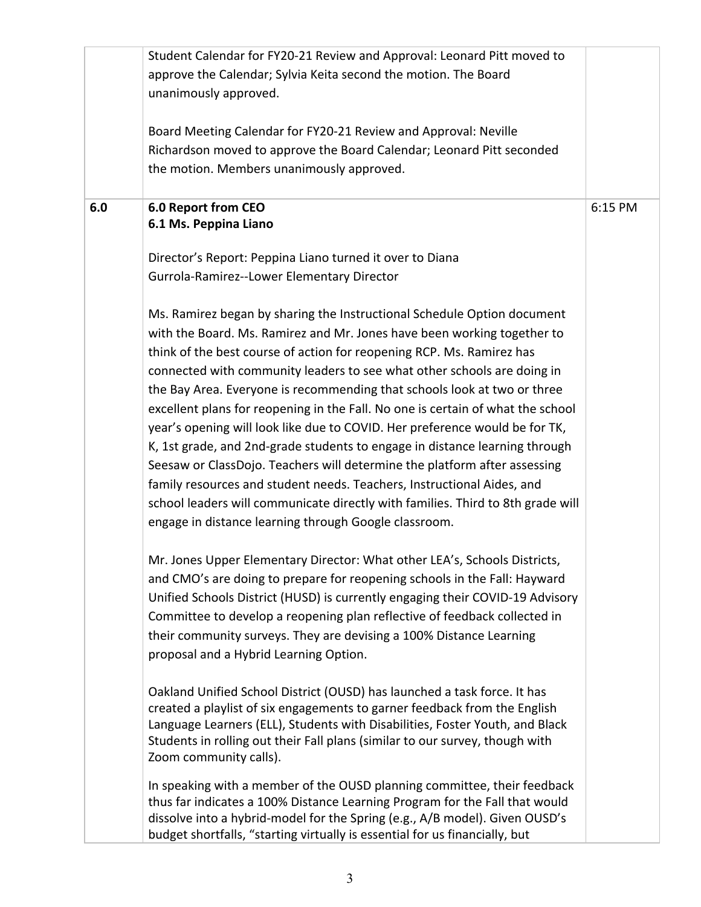| | | |
|---|---|---|
| | Student Calendar for FY20-21 Review and Approval: Leonard Pitt moved to approve the Calendar; Sylvia Keita second the motion. The Board unanimously approved.<br><br>Board Meeting Calendar for FY20-21 Review and Approval: Neville Richardson moved to approve the Board Calendar; Leonard Pitt seconded the motion. Members unanimously approved. | |
| **6.0** | **6.0 Report from CEO**<br>**6.1 Ms. Peppina Liano**<br><br>Director's Report: Peppina Liano turned it over to Diana Gurrola-Ramirez--Lower Elementary Director<br><br>Ms. Ramirez began by sharing the Instructional Schedule Option document with the Board. Ms. Ramirez and Mr. Jones have been working together to think of the best course of action for reopening RCP. Ms. Ramirez has connected with community leaders to see what other schools are doing in the Bay Area. Everyone is recommending that schools look at two or three excellent plans for reopening in the Fall. No one is certain of what the school year's opening will look like due to COVID. Her preference would be for TK, K, 1st grade, and 2nd-grade students to engage in distance learning through Seesaw or ClassDojo. Teachers will determine the platform after assessing family resources and student needs. Teachers, Instructional Aides, and school leaders will communicate directly with families. Third to 8th grade will engage in distance learning through Google classroom.<br><br>Mr. Jones Upper Elementary Director: What other LEA's, Schools Districts, and CMO's are doing to prepare for reopening schools in the Fall: Hayward Unified Schools District (HUSD) is currently engaging their COVID-19 Advisory Committee to develop a reopening plan reflective of feedback collected in their community surveys. They are devising a 100% Distance Learning proposal and a Hybrid Learning Option.<br><br>Oakland Unified School District (OUSD) has launched a task force. It has created a playlist of six engagements to garner feedback from the English Language Learners (ELL), Students with Disabilities, Foster Youth, and Black Students in rolling out their Fall plans (similar to our survey, though with Zoom community calls).<br><br>In speaking with a member of the OUSD planning committee, their feedback thus far indicates a 100% Distance Learning Program for the Fall that would dissolve into a hybrid-model for the Spring (e.g., A/B model). Given OUSD's budget shortfalls, "starting virtually is essential for us financially, but | 6:15 PM |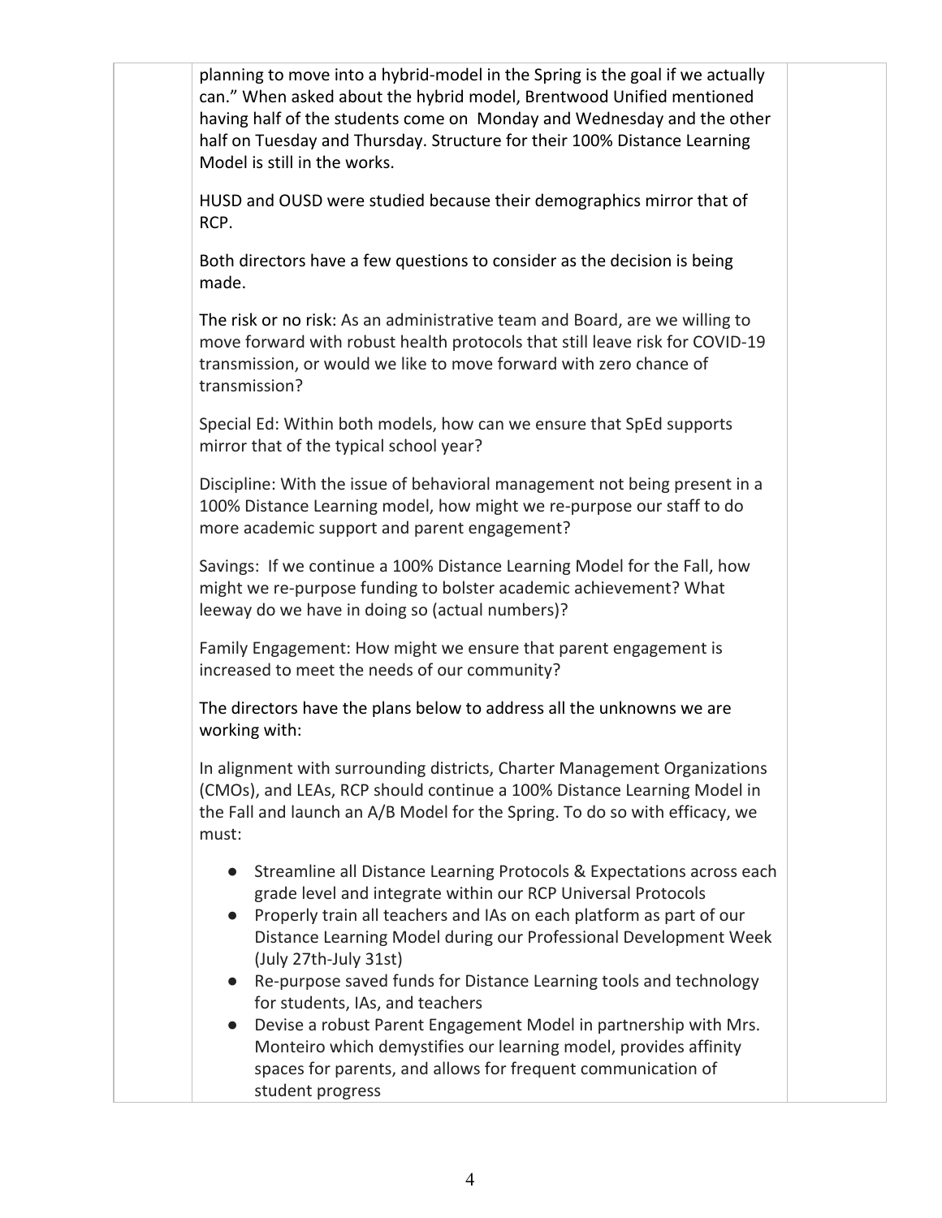planning to move into a hybrid-model in the Spring is the goal if we actually can." When asked about the hybrid model, Brentwood Unified mentioned having half of the students come on Monday and Wednesday and the other half on Tuesday and Thursday. Structure for their 100% Distance Learning Model is still in the works.

HUSD and OUSD were studied because their demographics mirror that of RCP.

Both directors have a few questions to consider as the decision is being made.

The risk or no risk: As an administrative team and Board, are we willing to move forward with robust health protocols that still leave risk for COVID-19 transmission, or would we like to move forward with zero chance of transmission?

Special Ed: Within both models, how can we ensure that SpEd supports mirror that of the typical school year?

Discipline: With the issue of behavioral management not being present in a 100% Distance Learning model, how might we re-purpose our staff to do more academic support and parent engagement?

Savings: If we continue a 100% Distance Learning Model for the Fall, how might we re-purpose funding to bolster academic achievement? What leeway do we have in doing so (actual numbers)?

Family Engagement: How might we ensure that parent engagement is increased to meet the needs of our community?

The directors have the plans below to address all the unknowns we are working with:

In alignment with surrounding districts, Charter Management Organizations (CMOs), and LEAs, RCP should continue a 100% Distance Learning Model in the Fall and launch an A/B Model for the Spring. To do so with efficacy, we must:

- Streamline all Distance Learning Protocols & Expectations across each grade level and integrate within our RCP Universal Protocols
- Properly train all teachers and IAs on each platform as part of our Distance Learning Model during our Professional Development Week (July 27th-July 31st)
- Re-purpose saved funds for Distance Learning tools and technology for students, IAs, and teachers
- Devise a robust Parent Engagement Model in partnership with Mrs. Monteiro which demystifies our learning model, provides affinity spaces for parents, and allows for frequent communication of student progress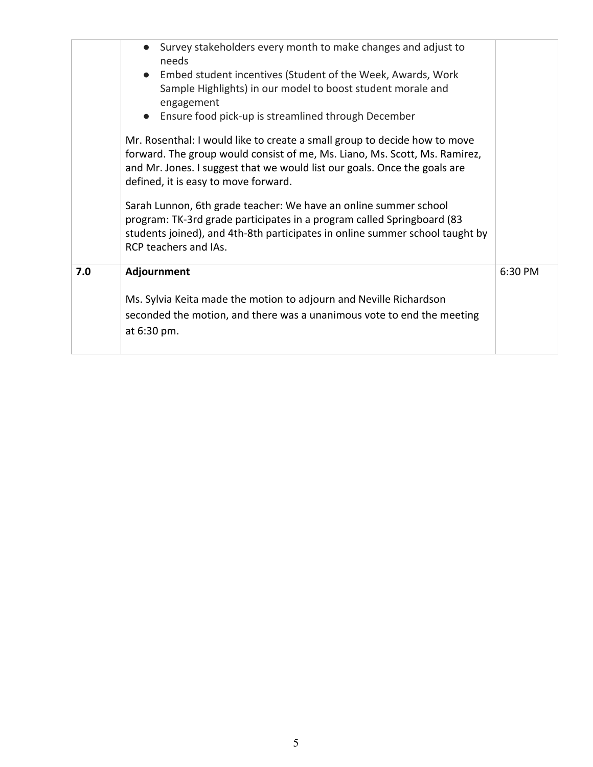| | | |
|---|---|---|
| | • Survey stakeholders every month to make changes and adjust to needs<br>• Embed student incentives (Student of the Week, Awards, Work Sample Highlights) in our model to boost student morale and engagement<br>• Ensure food pick-up is streamlined through December<br><br>Mr. Rosenthal: I would like to create a small group to decide how to move forward. The group would consist of me, Ms. Liano, Ms. Scott, Ms. Ramirez, and Mr. Jones. I suggest that we would list our goals. Once the goals are defined, it is easy to move forward.<br><br>Sarah Lunnon, 6th grade teacher: We have an online summer school program: TK-3rd grade participates in a program called Springboard (83 students joined), and 4th-8th participates in online summer school taught by RCP teachers and IAs. | |
| **7.0** | **Adjournment**<br><br>Ms. Sylvia Keita made the motion to adjourn and Neville Richardson seconded the motion, and there was a unanimous vote to end the meeting at 6:30 pm. | 6:30 PM |